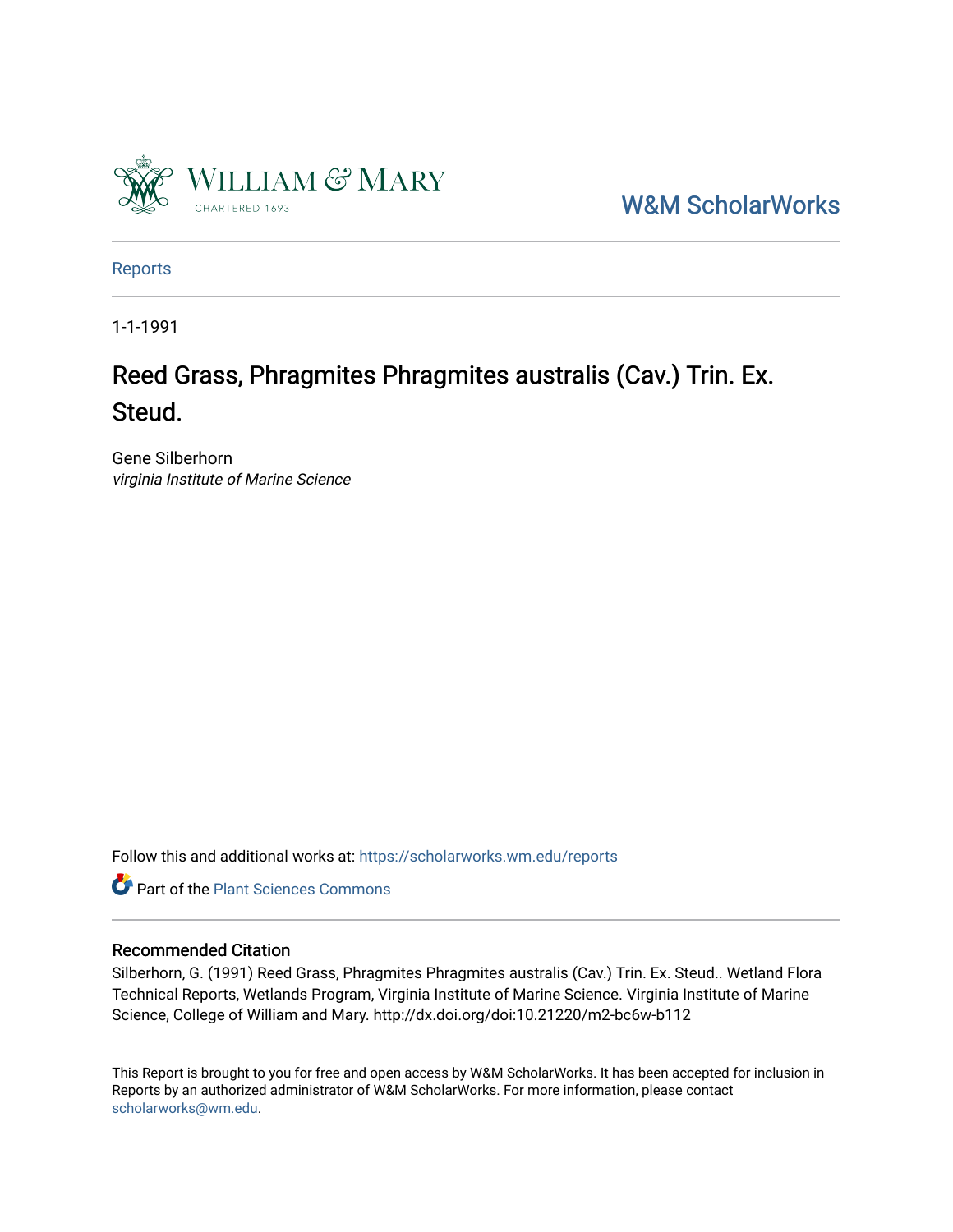W&M ScholarWorks

Reports

1-1-1991

# Reed Grass, Phragmites Phragmites australis (Cav.) Trin. Ex. Steud.

Gene Silberhorn
*virginia Institute of Marine Science*

Follow this and additional works at: https://scholarworks.wm.edu/reports

Part of the Plant Sciences Commons

## Recommended Citation

Silberhorn, G. (1991) Reed Grass, Phragmites Phragmites australis (Cav.) Trin. Ex. Steud.. Wetland Flora Technical Reports, Wetlands Program, Virginia Institute of Marine Science. Virginia Institute of Marine Science, College of William and Mary. http://dx.doi.org/doi:10.21220/m2-bc6w-b112

This Report is brought to you for free and open access by W&M ScholarWorks. It has been accepted for inclusion in Reports by an authorized administrator of W&M ScholarWorks. For more information, please contact scholarworks@wm.edu.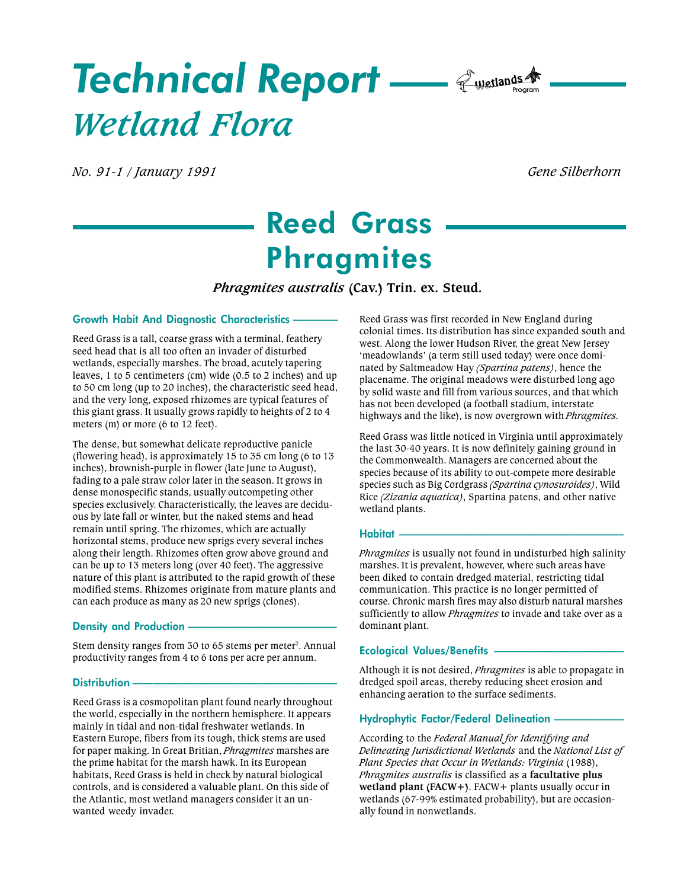# Technical Report

## Wetland Flora

*No. 91-1 / January 1991*

*Gene Silberhorn*

# Reed Grass Phragmites

***Phragmites australis*** **(Cav.) Trin. ex. Steud.**

### Growth Habit And Diagnostic Characteristics

Reed Grass is a tall, coarse grass with a terminal, feathery seed head that is all too often an invader of disturbed wetlands, especially marshes. The broad, acutely tapering leaves, 1 to 5 centimeters (cm) wide (0.5 to 2 inches) and up to 50 cm long (up to 20 inches), the characteristic seed head, and the very long, exposed rhizomes are typical features of this giant grass. It usually grows rapidly to heights of 2 to 4 meters (m) or more (6 to 12 feet).

The dense, but somewhat delicate reproductive panicle (flowering head), is approximately 15 to 35 cm long (6 to 13 inches), brownish-purple in flower (late June to August), fading to a pale straw color later in the season. It grows in dense monospecific stands, usually outcompeting other species exclusively. Characteristically, the leaves are deciduous by late fall or winter, but the naked stems and head remain until spring. The rhizomes, which are actually horizontal stems, produce new sprigs every several inches along their length. Rhizomes often grow above ground and can be up to 13 meters long (over 40 feet). The aggressive nature of this plant is attributed to the rapid growth of these modified stems. Rhizomes originate from mature plants and can each produce as many as 20 new sprigs (clones).

### Density and Production

Stem density ranges from 30 to 65 stems per meter$^2$. Annual productivity ranges from 4 to 6 tons per acre per annum.

### Distribution

Reed Grass is a cosmopolitan plant found nearly throughout the world, especially in the northern hemisphere. It appears mainly in tidal and non-tidal freshwater wetlands. In Eastern Europe, fibers from its tough, thick stems are used for paper making. In Great Britian, *Phragmites* marshes are the prime habitat for the marsh hawk. In its European habitats, Reed Grass is held in check by natural biological controls, and is considered a valuable plant. On this side of the Atlantic, most wetland managers consider it an unwanted weedy invader.

Reed Grass was first recorded in New England during colonial times. Its distribution has since expanded south and west. Along the lower Hudson River, the great New Jersey 'meadowlands' (a term still used today) were once dominated by Saltmeadow Hay *(Spartina patens)*, hence the placename. The original meadows were disturbed long ago by solid waste and fill from various sources, and that which has not been developed (a football stadium, interstate highways and the like), is now overgrown with *Phragmites.*

Reed Grass was little noticed in Virginia until approximately the last 30-40 years. It is now definitely gaining ground in the Commonwealth. Managers are concerned about the species because of its ability to out-compete more desirable species such as Big Cordgrass *(Spartina cynosuroides)*, Wild Rice *(Zizania aquatica)*, Spartina patens, and other native wetland plants.

### Habitat

*Phragmites* is usually not found in undisturbed high salinity marshes. It is prevalent, however, where such areas have been diked to contain dredged material, restricting tidal communication. This practice is no longer permitted of course. Chronic marsh fires may also disturb natural marshes sufficiently to allow *Phragmites* to invade and take over as a dominant plant.

### Ecological Values/Benefits

Although it is not desired, *Phragmites* is able to propagate in dredged spoil areas, thereby reducing sheet erosion and enhancing aeration to the surface sediments.

### Hydrophytic Factor/Federal Delineation

According to the *Federal Manual for Identifying and Delineating Jurisdictional Wetlands* and the *National List of Plant Species that Occur in Wetlands: Virginia* (1988), *Phragmites australis* is classified as a **facultative plus wetland plant (FACW+)**. FACW+ plants usually occur in wetlands (67-99% estimated probability), but are occasionally found in nonwetlands.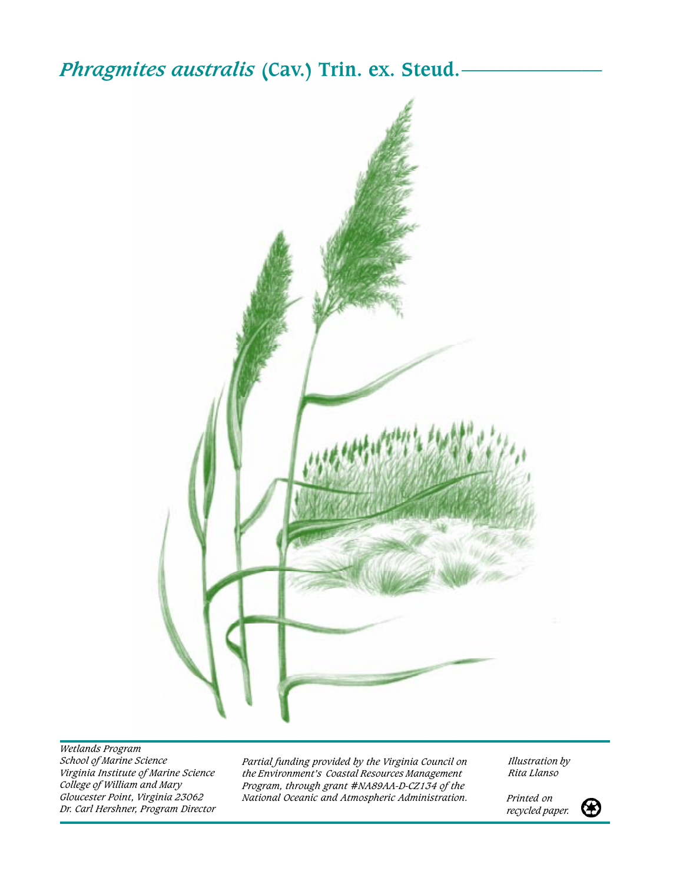# *Phragmites australis* (Cav.) Trin. ex. Steud.

*Wetlands Program*
*School of Marine Science*
*Virginia Institute of Marine Science*
*College of William and Mary*
*Gloucester Point, Virginia 23062*
*Dr. Carl Hershner, Program Director*

*Partial funding provided by the Virginia Council on the Environment's Coastal Resources Management Program, through grant #NA89AA-D-CZ134 of the National Oceanic and Atmospheric Administration.*

*Illustration by Rita Llanso*

*Printed on recycled paper.*